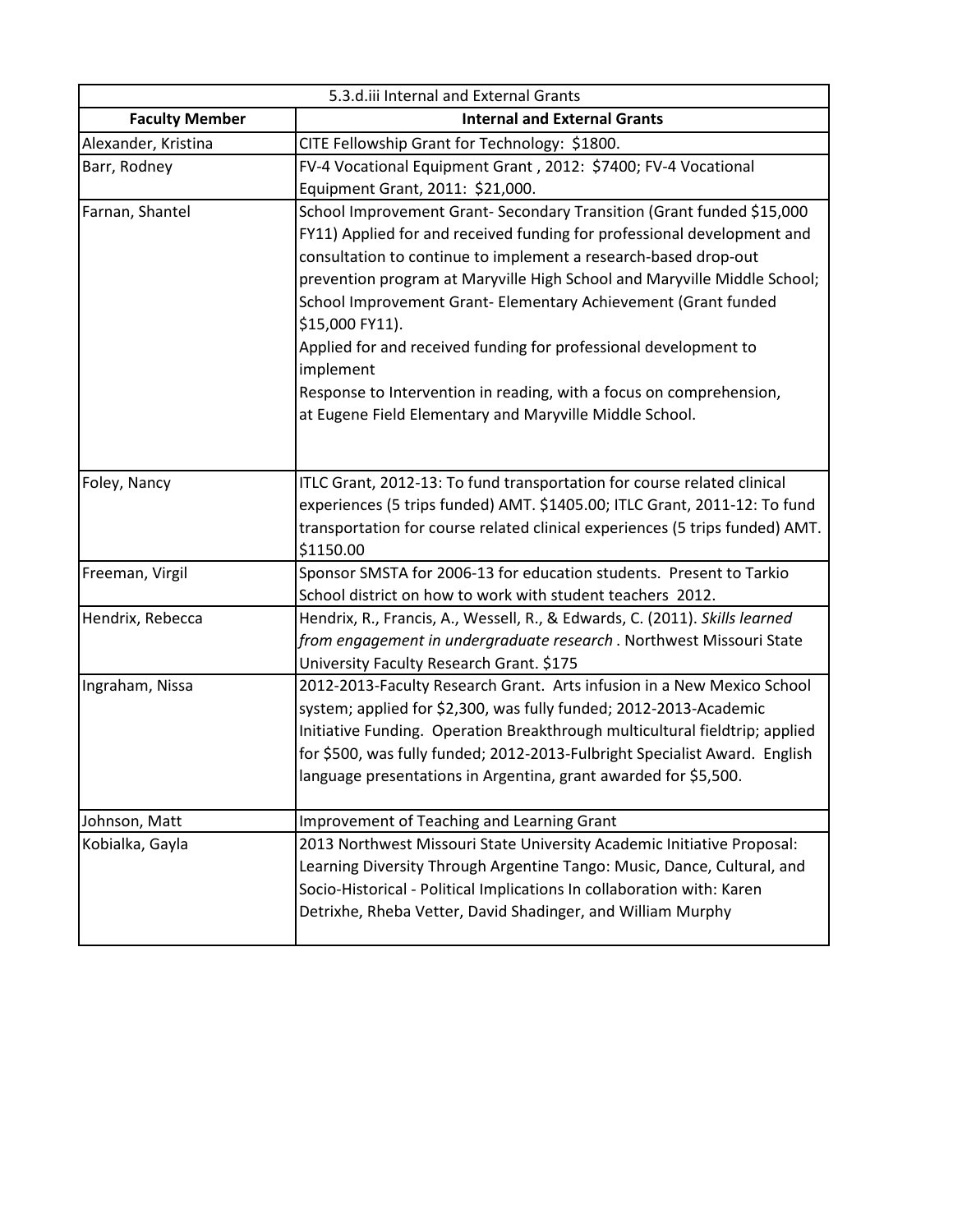| 5.3.d.iii Internal and External Grants | |
|---|---|
| **Faculty Member** | **Internal and External Grants** |
| Alexander, Kristina | CITE Fellowship Grant for Technology: $1800. |
| Barr, Rodney | FV-4 Vocational Equipment Grant , 2012: $7400; FV-4 Vocational Equipment Grant, 2011: $21,000. |
| Farnan, Shantel | School Improvement Grant- Secondary Transition (Grant funded $15,000 FY11) Applied for and received funding for professional development and consultation to continue to implement a research-based drop-out prevention program at Maryville High School and Maryville Middle School; School Improvement Grant- Elementary Achievement (Grant funded $15,000 FY11). Applied for and received funding for professional development to implement Response to Intervention in reading, with a focus on comprehension, at Eugene Field Elementary and Maryville Middle School. |
| Foley, Nancy | ITLC Grant, 2012-13: To fund transportation for course related clinical experiences (5 trips funded) AMT. $1405.00; ITLC Grant, 2011-12: To fund transportation for course related clinical experiences (5 trips funded) AMT. $1150.00 |
| Freeman, Virgil | Sponsor SMSTA for 2006-13 for education students. Present to Tarkio School district on how to work with student teachers 2012. |
| Hendrix, Rebecca | Hendrix, R., Francis, A., Wessell, R., & Edwards, C. (2011). *Skills learned from engagement in undergraduate research* . Northwest Missouri State University Faculty Research Grant. $175 |
| Ingraham, Nissa | 2012-2013-Faculty Research Grant. Arts infusion in a New Mexico School system; applied for $2,300, was fully funded; 2012-2013-Academic Initiative Funding. Operation Breakthrough multicultural fieldtrip; applied for $500, was fully funded; 2012-2013-Fulbright Specialist Award. English language presentations in Argentina, grant awarded for $5,500. |
| Johnson, Matt | Improvement of Teaching and Learning Grant |
| Kobialka, Gayla | 2013 Northwest Missouri State University Academic Initiative Proposal: Learning Diversity Through Argentine Tango: Music, Dance, Cultural, and Socio-Historical - Political Implications In collaboration with: Karen Detrixhe, Rheba Vetter, David Shadinger, and William Murphy |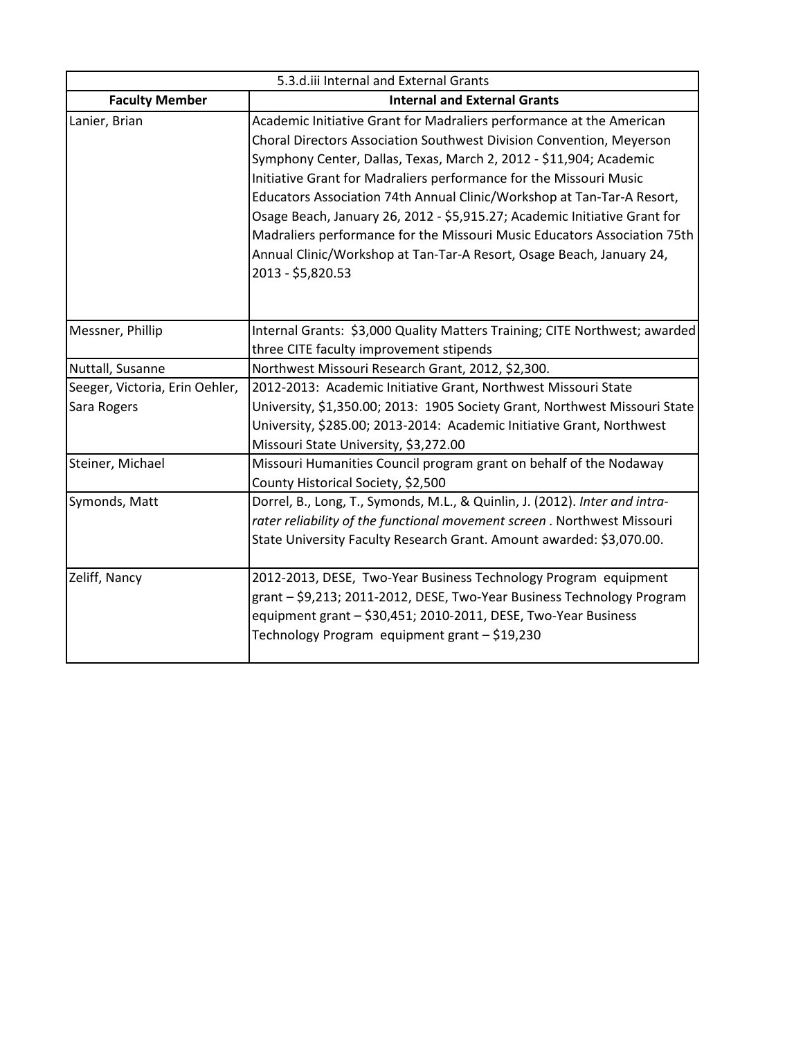| 5.3.d.iii Internal and External Grants | |
|---|---|
| **Faculty Member** | **Internal and External Grants** |
| Lanier, Brian | Academic Initiative Grant for Madraliers performance at the American Choral Directors Association Southwest Division Convention, Meyerson Symphony Center, Dallas, Texas, March 2, 2012 - $11,904; Academic Initiative Grant for Madraliers performance for the Missouri Music Educators Association 74th Annual Clinic/Workshop at Tan-Tar-A Resort, Osage Beach, January 26, 2012 - $5,915.27; Academic Initiative Grant for Madraliers performance for the Missouri Music Educators Association 75th Annual Clinic/Workshop at Tan-Tar-A Resort, Osage Beach, January 24, 2013 - $5,820.53 |
| Messner, Phillip | Internal Grants: $3,000 Quality Matters Training; CITE Northwest; awarded three CITE faculty improvement stipends |
| Nuttall, Susanne | Northwest Missouri Research Grant, 2012, $2,300. |
| Seeger, Victoria, Erin Oehler, Sara Rogers | 2012-2013: Academic Initiative Grant, Northwest Missouri State University, $1,350.00; 2013: 1905 Society Grant, Northwest Missouri State University, $285.00; 2013-2014: Academic Initiative Grant, Northwest Missouri State University, $3,272.00 |
| Steiner, Michael | Missouri Humanities Council program grant on behalf of the Nodaway County Historical Society, $2,500 |
| Symonds, Matt | Dorrel, B., Long, T., Symonds, M.L., & Quinlin, J. (2012). *Inter and intra-rater reliability of the functional movement screen* . Northwest Missouri State University Faculty Research Grant. Amount awarded: $3,070.00. |
| Zeliff, Nancy | 2012-2013, DESE, Two-Year Business Technology Program equipment grant – $9,213; 2011-2012, DESE, Two-Year Business Technology Program equipment grant – $30,451; 2010-2011, DESE, Two-Year Business Technology Program equipment grant – $19,230 |